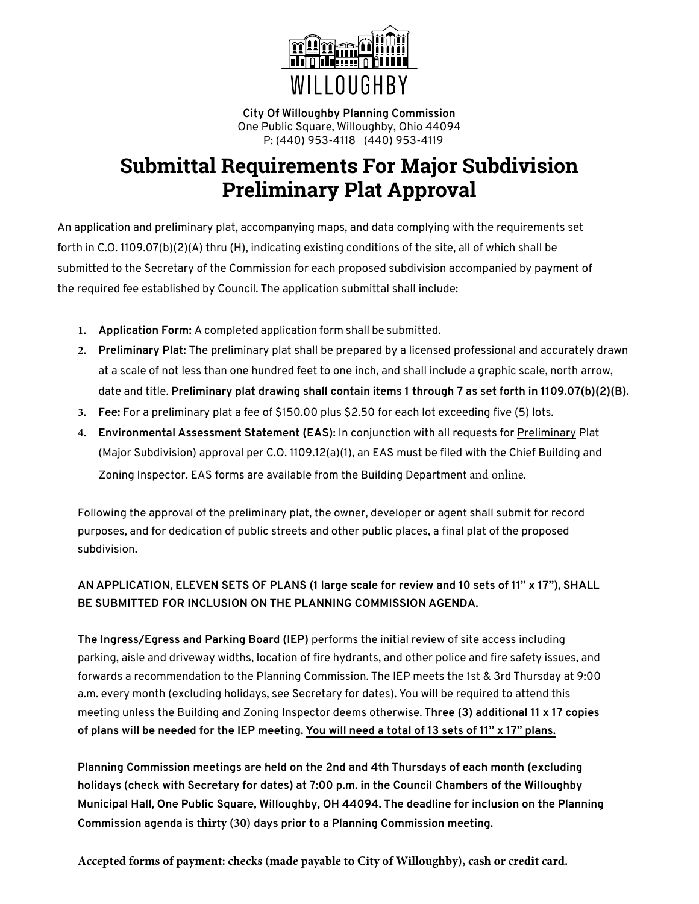WILLOUGHBY

**City Of Willoughby Planning Commission**
One Public Square, Willoughby, Ohio 44094
P: (440) 953-4118 (440) 953-4119

# Submittal Requirements For Major Subdivision Preliminary Plat Approval

An application and preliminary plat, accompanying maps, and data complying with the requirements set forth in C.O. 1109.07(b)(2)(A) thru (H), indicating existing conditions of the site, all of which shall be submitted to the Secretary of the Commission for each proposed subdivision accompanied by payment of the required fee established by Council. The application submittal shall include:

1. **Application Form:** A completed application form shall be submitted.
2. **Preliminary Plat:** The preliminary plat shall be prepared by a licensed professional and accurately drawn at a scale of not less than one hundred feet to one inch, and shall include a graphic scale, north arrow, date and title. **Preliminary plat drawing shall contain items 1 through 7 as set forth in 1109.07(b)(2)(B).**
3. **Fee:** For a preliminary plat a fee of $150.00 plus $2.50 for each lot exceeding five (5) lots.
4. **Environmental Assessment Statement (EAS):** In conjunction with all requests for <u>Preliminary</u> Plat (Major Subdivision) approval per C.O. 1109.12(a)(1), an EAS must be filed with the Chief Building and Zoning Inspector. EAS forms are available from the Building Department and online.

Following the approval of the preliminary plat, the owner, developer or agent shall submit for record purposes, and for dedication of public streets and other public places, a final plat of the proposed subdivision.

**AN APPLICATION, ELEVEN SETS OF PLANS (1 large scale for review and 10 sets of 11" x 17"), SHALL BE SUBMITTED FOR INCLUSION ON THE PLANNING COMMISSION AGENDA.**

**The Ingress/Egress and Parking Board (IEP)** performs the initial review of site access including parking, aisle and driveway widths, location of fire hydrants, and other police and fire safety issues, and forwards a recommendation to the Planning Commission. The IEP meets the 1st & 3rd Thursday at 9:00 a.m. every month (excluding holidays, see Secretary for dates). You will be required to attend this meeting unless the Building and Zoning Inspector deems otherwise. T**hree (3) additional 11 x 17 copies of plans will be needed for the IEP meeting. <u>You will need a total of 13 sets of 11" x 17" plans.</u>**

**Planning Commission meetings are held on the 2nd and 4th Thursdays of each month (excluding holidays (check with Secretary for dates) at 7:00 p.m. in the Council Chambers of the Willoughby Municipal Hall, One Public Square, Willoughby, OH 44094. The deadline for inclusion on the Planning Commission agenda is thirty (30) days prior to a Planning Commission meeting.**

**Accepted forms of payment: checks (made payable to City of Willoughby), cash or credit card.**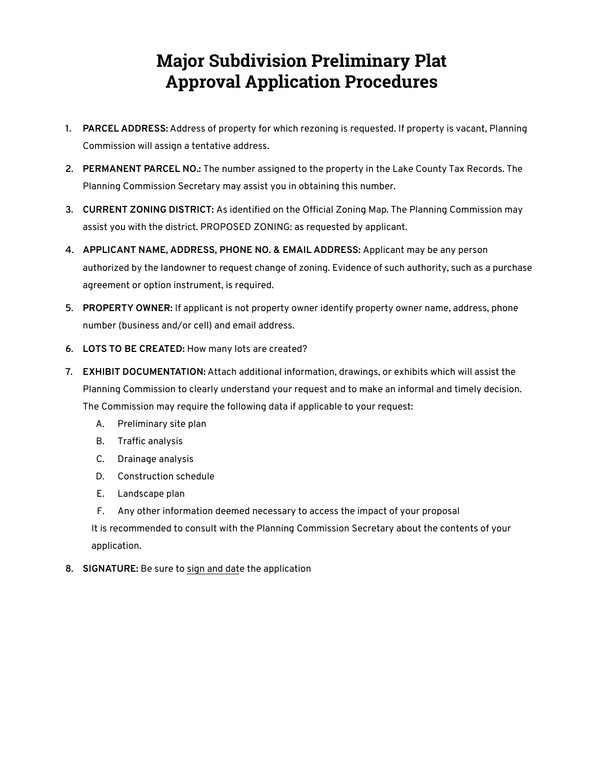# Major Subdivision Preliminary Plat Approval Application Procedures

1. **PARCEL ADDRESS:** Address of property for which rezoning is requested. If property is vacant, Planning Commission will assign a tentative address.
2. **PERMANENT PARCEL NO.:** The number assigned to the property in the Lake County Tax Records. The Planning Commission Secretary may assist you in obtaining this number.
3. **CURRENT ZONING DISTRICT:** As identified on the Official Zoning Map. The Planning Commission may assist you with the district. PROPOSED ZONING: as requested by applicant.
4. **APPLICANT NAME, ADDRESS, PHONE NO. & EMAIL ADDRESS:** Applicant may be any person authorized by the landowner to request change of zoning. Evidence of such authority, such as a purchase agreement or option instrument, is required.
5. **PROPERTY OWNER:** If applicant is not property owner identify property owner name, address, phone number (business and/or cell) and email address.
6. **LOTS TO BE CREATED:** How many lots are created?
7. **EXHIBIT DOCUMENTATION:** Attach additional information, drawings, or exhibits which will assist the Planning Commission to clearly understand your request and to make an informal and timely decision. The Commission may require the following data if applicable to your request:
   - A. Preliminary site plan
   - B. Traffic analysis
   - C. Drainage analysis
   - D. Construction schedule
   - E. Landscape plan
   - F. Any other information deemed necessary to access the impact of your proposal

   It is recommended to consult with the Planning Commission Secretary about the contents of your application.
8. **SIGNATURE:** Be sure to sign and date the application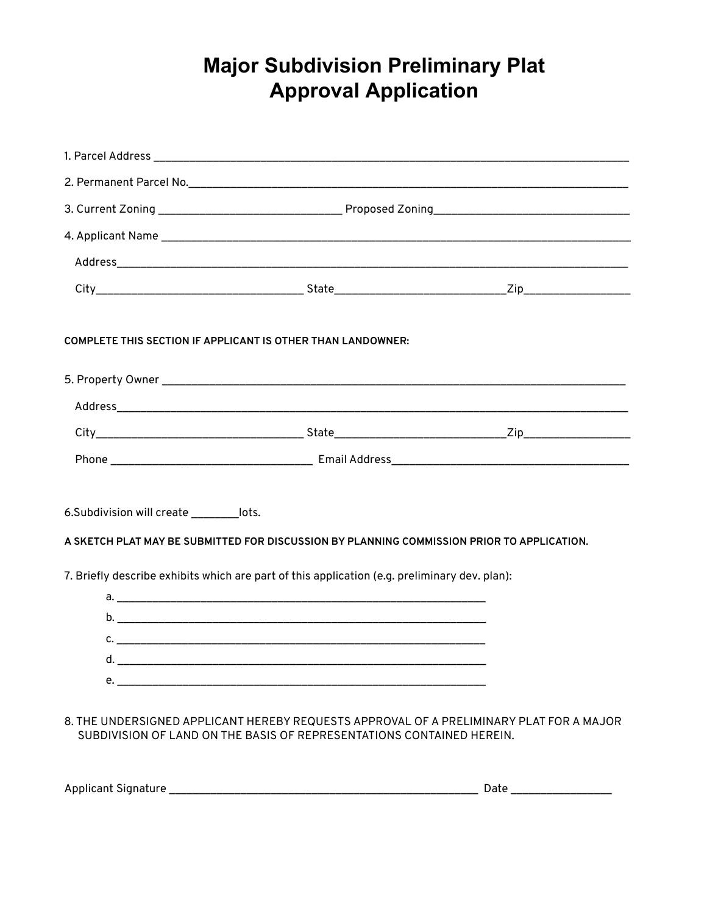# Major Subdivision Preliminary Plat Approval Application

1. Parcel Address ____________________________________________________________________________

2. Permanent Parcel No.________________________________________________________________________

3. Current Zoning ____________________________ Proposed Zoning______________________________

4. Applicant Name ____________________________________________________________________________

   Address_____________________________________________________________________________________

   City________________________________ State__________________________Zip________________

**COMPLETE THIS SECTION IF APPLICANT IS OTHER THAN LANDOWNER:**

5. Property Owner ____________________________________________________________________________

   Address_____________________________________________________________________________________

   City________________________________ State__________________________Zip________________

   Phone _______________________________ Email Address____________________________________

6.Subdivision will create ________lots.

**A SKETCH PLAT MAY BE SUBMITTED FOR DISCUSSION BY PLANNING COMMISSION PRIOR TO APPLICATION.**

7. Briefly describe exhibits which are part of this application (e.g. preliminary dev. plan):

   a. ___________________________________________________________

   b. ___________________________________________________________

   c. ___________________________________________________________

   d. ___________________________________________________________

   e. ___________________________________________________________

8. THE UNDERSIGNED APPLICANT HEREBY REQUESTS APPROVAL OF A PRELIMINARY PLAT FOR A MAJOR SUBDIVISION OF LAND ON THE BASIS OF REPRESENTATIONS CONTAINED HEREIN.

Applicant Signature ______________________________________________ Date _______________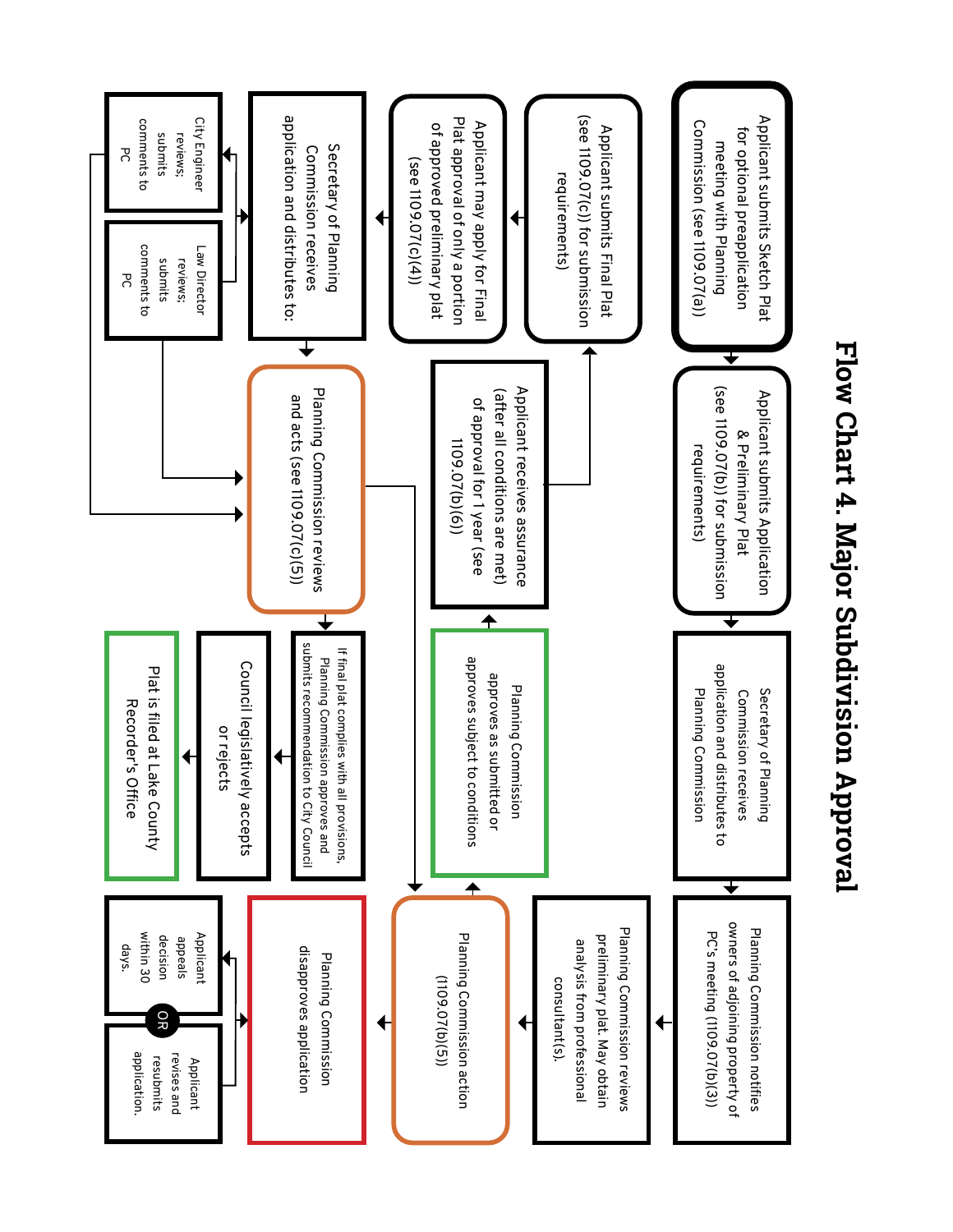# Flow Chart 4. Major Subdivision Approval

Applicant submits Sketch Plat for optional preapplication meeting with Planning Commission (see 1109.07(a))

Applicant submits Application & Preliminary Plat (see 1109.07(b)) for submission requirements)

Secretary of Planning Commission receives application and distributes to Planning Commission

Planning Commission notifies owners of adjoining property of PC's meeting (1109.07(b)(3))

Planning Commission reviews preliminary plat. May obtain analysis from professional consultant(s).

Planning Commission action (1109.07(b)(5))

Planning Commission approves as submitted or approves subject to conditions

Applicant receives assurance (after all conditions are met) of approval for 1 year (see 1109.07(b)(6))

Planning Commission disapproves application

Applicant appeals decision within 30 days.

OR

Applicant revises and resubmits application.

Applicant submits Final Plat (see 1109.07(c)) for submission requirements)

Applicant may apply for Final Plat approval of only a portion of approved preliminary plat (see 1109.07(c)(4))

Secretary of Planning Commission receives application and distributes to:

City Engineer reviews; submits comments to PC

Law Director reviews; submits comments to PC

Planning Commission reviews and acts (see 1109.07(c)(5))

If final plat complies with all provisions, Planning Commission approves and submits recommendation to City Council

Council legislatively accepts or rejects

Plat is filed at Lake County Recorder's Office